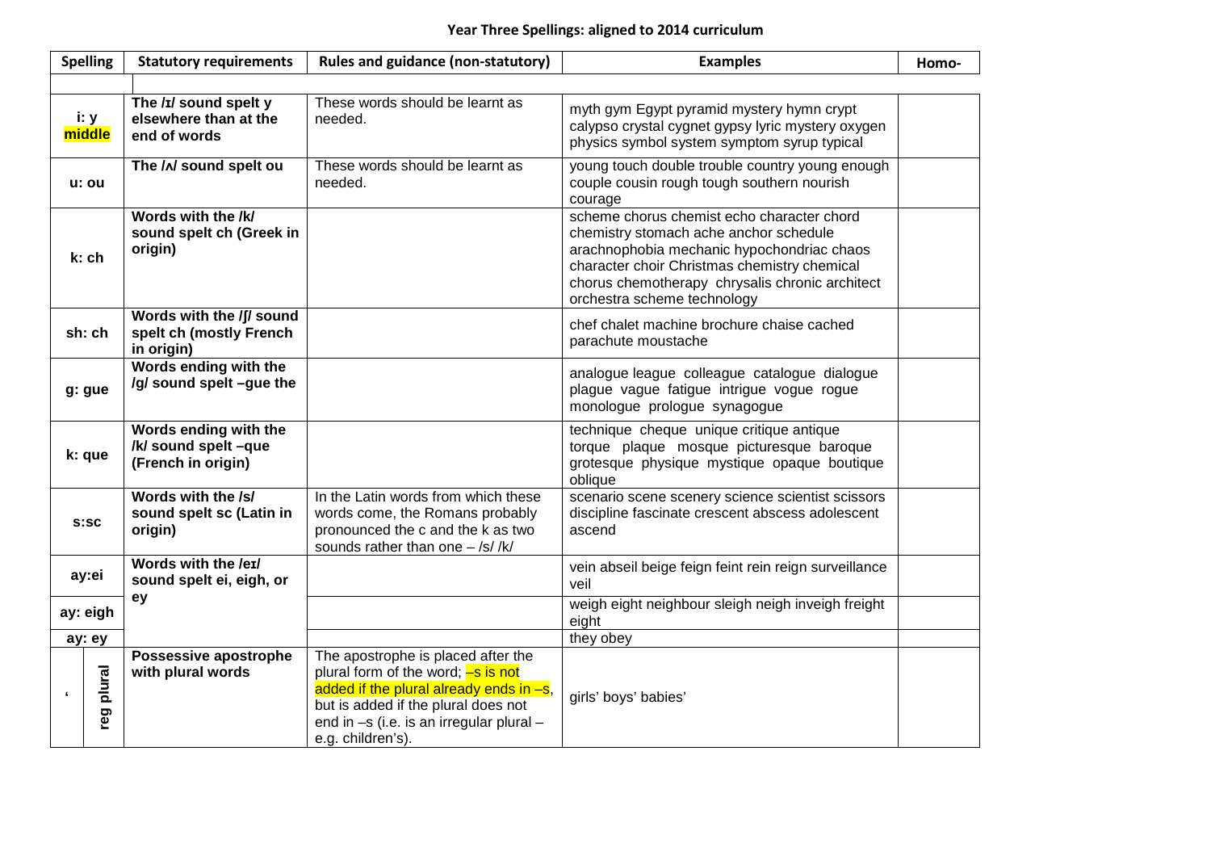# Year Three Spellings: aligned to 2014 curriculum

| Spelling | | Statutory requirements | Rules and guidance (non-statutory) | Examples | Homo- |
|---|---|---|---|---|---|
| | | | | | |
| i: y middle | | **The /ɪ/ sound spelt y elsewhere than at the end of words** | These words should be learnt as needed. | myth gym Egypt pyramid mystery hymn crypt calypso crystal cygnet gypsy lyric mystery oxygen physics symbol system symptom syrup typical | |
| u: ou | | **The /ʌ/ sound spelt ou** | These words should be learnt as needed. | young touch double trouble country young enough couple cousin rough tough southern nourish courage | |
| k: ch | | **Words with the /k/ sound spelt ch (Greek in origin)** | | scheme chorus chemist echo character chord chemistry stomach ache anchor schedule arachnophobia mechanic hypochondriac chaos character choir Christmas chemistry chemical chorus chemotherapy chrysalis chronic architect orchestra scheme technology | |
| sh: ch | | **Words with the /ʃ/ sound spelt ch (mostly French in origin)** | | chef chalet machine brochure chaise cached parachute moustache | |
| g: gue | | **Words ending with the /g/ sound spelt –gue the** | | analogue league colleague catalogue dialogue plague vague fatigue intrigue vogue rogue monologue prologue synagogue | |
| k: que | | **Words ending with the /k/ sound spelt –que (French in origin)** | | technique cheque unique critique antique torque plaque mosque picturesque baroque grotesque physique mystique opaque boutique oblique | |
| s:sc | | **Words with the /s/ sound spelt sc (Latin in origin)** | In the Latin words from which these words come, the Romans probably pronounced the c and the k as two sounds rather than one – /s/ /k/ | scenario scene scenery science scientist scissors discipline fascinate crescent abscess adolescent ascend | |
| ay:ei | | **Words with the /eɪ/ sound spelt ei, eigh, or ey** | | vein abseil beige feign feint rein reign surveillance veil | |
| ay: eigh | | | | weigh eight neighbour sleigh neigh inveigh freight eight | |
| ay: ey | | | | they obey | |
| ' | reg plural | **Possessive apostrophe with plural words** | The apostrophe is placed after the plural form of the word; –s is not added if the plural already ends in –s, but is added if the plural does not end in –s (i.e. is an irregular plural – e.g. children's). | girls' boys' babies' | |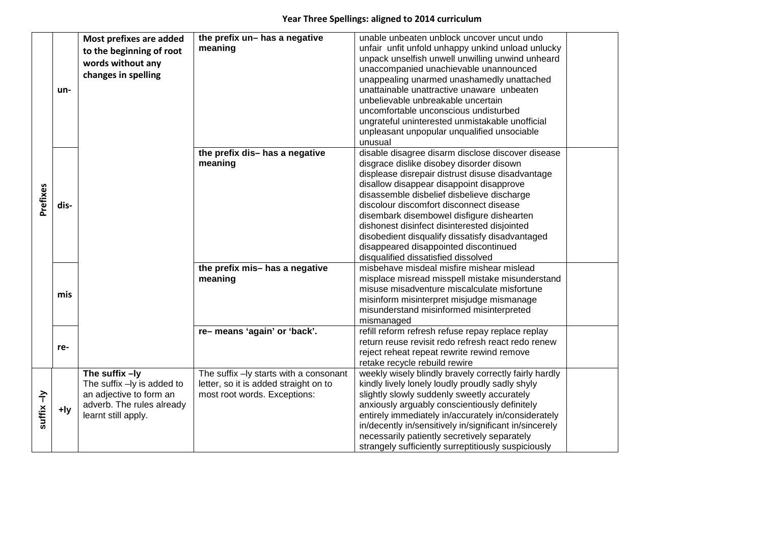**Year Three Spellings: aligned to 2014 curriculum**

| | | | | | |
|---|---|---|---|---|---|
| **Prefixes** | **un-** | **Most prefixes are added to the beginning of root words without any changes in spelling** | **the prefix un– has a negative meaning** | unable unbeaten unblock uncover uncut undo unfair unfit unfold unhappy unkind unload unlucky unpack unselfish unwell unwilling unwind unheard unaccompanied unachievable unannounced unappealing unarmed unashamedly unattached unattainable unattractive unaware unbeaten unbelievable unbreakable uncertain uncomfortable unconscious undisturbed ungrateful uninterested unmistakable unofficial unpleasant unpopular unqualified unsociable unusual | |
| | **dis-** | | **the prefix dis– has a negative meaning** | disable disagree disarm disclose discover disease disgrace dislike disobey disorder disown displease disrepair distrust disuse disadvantage disallow disappear disappoint disapprove disassemble disbelief disbelieve discharge discolour discomfort disconnect disease disembark disembowel disfigure dishearten dishonest disinfect disinterested disjointed disobedient disqualify dissatisfy disadvantaged disappeared disappointed discontinued disqualified dissatisfied dissolved | |
| | **mis** | | **the prefix mis– has a negative meaning** | misbehave misdeal misfire mishear mislead misplace misread misspell mistake misunderstand misuse misadventure miscalculate misfortune misinform misinterpret misjudge mismanage misunderstand misinformed misinterpreted mismanaged | |
| | **re-** | | **re– means 'again' or 'back'.** | refill reform refresh refuse repay replace replay return reuse revisit redo refresh react redo renew reject reheat repeat rewrite rewind remove retake recycle rebuild rewire | |
| **suffix –ly** | **+ly** | **The suffix –ly** The suffix –ly is added to an adjective to form an adverb. The rules already learnt still apply. | The suffix –ly starts with a consonant letter, so it is added straight on to most root words. Exceptions: | weekly wisely blindly bravely correctly fairly hardly kindly lively lonely loudly proudly sadly shyly slightly slowly suddenly sweetly accurately anxiously arguably conscientiously definitely entirely immediately in/accurately in/considerately in/decently in/sensitively in/significant in/sincerely necessarily patiently secretively separately strangely sufficiently surreptitiously suspiciously | |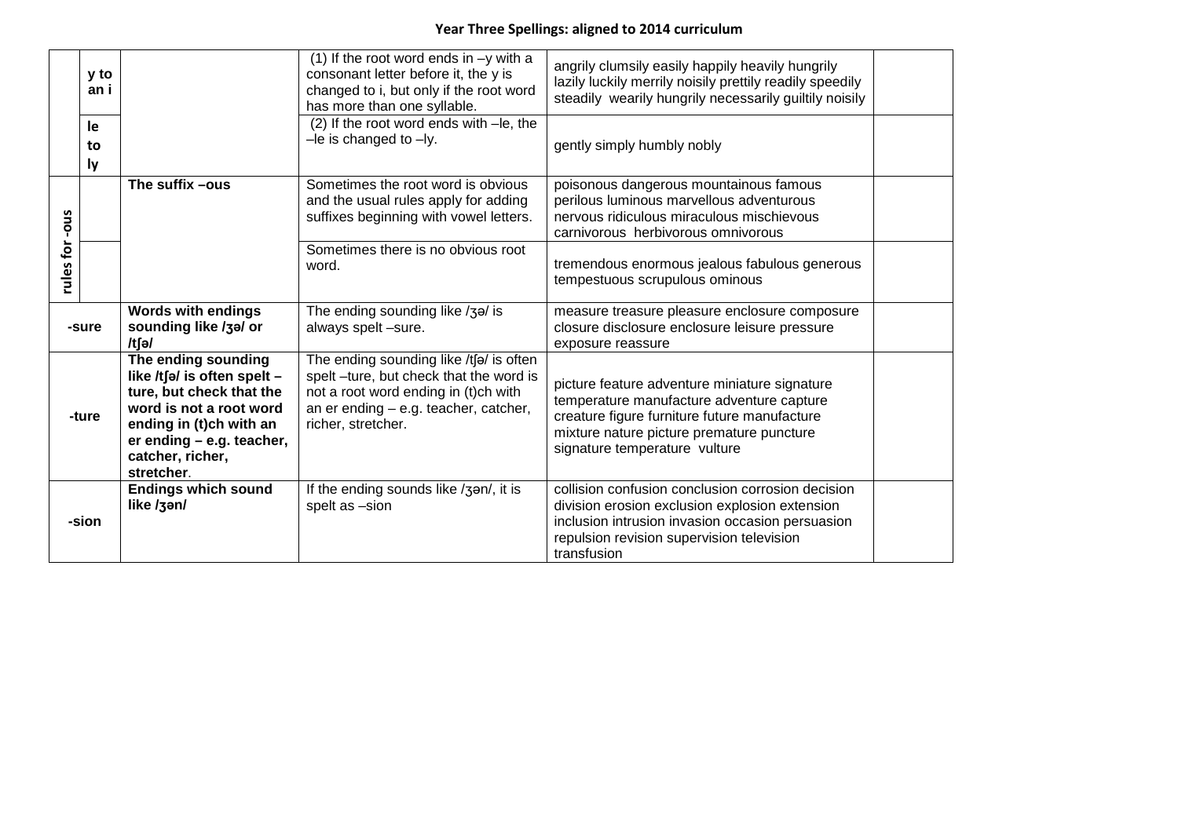**Year Three Spellings: aligned to 2014 curriculum**

| | | | | | |
|---|---|---|---|---|---|
| | **y to an i** | | (1) If the root word ends in –y with a consonant letter before it, the y is changed to i, but only if the root word has more than one syllable. | angrily clumsily easily happily heavily hungrily lazily luckily merrily noisily prettily readily speedily steadily wearily hungrily necessarily guiltily noisily | |
| | **le to ly** | | (2) If the root word ends with –le, the –le is changed to –ly. | gently simply humbly nobly | |
| **rules for -ous** | | **The suffix –ous** | Sometimes the root word is obvious and the usual rules apply for adding suffixes beginning with vowel letters. | poisonous dangerous mountainous famous perilous luminous marvellous adventurous nervous ridiculous miraculous mischievous carnivorous herbivorous omnivorous | |
| | | | Sometimes there is no obvious root word. | tremendous enormous jealous fabulous generous tempestuous scrupulous ominous | |
| **-sure** | | **Words with endings sounding like /ʒə/ or /tʃə/** | The ending sounding like /ʒə/ is always spelt –sure. | measure treasure pleasure enclosure composure closure disclosure enclosure leisure pressure exposure reassure | |
| **-ture** | | **The ending sounding like /tʃə/ is often spelt –ture, but check that the word is not a root word ending in (t)ch with an er ending – e.g. teacher, catcher, richer, stretcher**. | The ending sounding like /tʃə/ is often spelt –ture, but check that the word is not a root word ending in (t)ch with an er ending – e.g. teacher, catcher, richer, stretcher. | picture feature adventure miniature signature temperature manufacture adventure capture creature figure furniture future manufacture mixture nature picture premature puncture signature temperature vulture | |
| **-sion** | | **Endings which sound like /ʒən/** | If the ending sounds like /ʒən/, it is spelt as –sion | collision confusion conclusion corrosion decision division erosion exclusion explosion extension inclusion intrusion invasion occasion persuasion repulsion revision supervision television transfusion | |